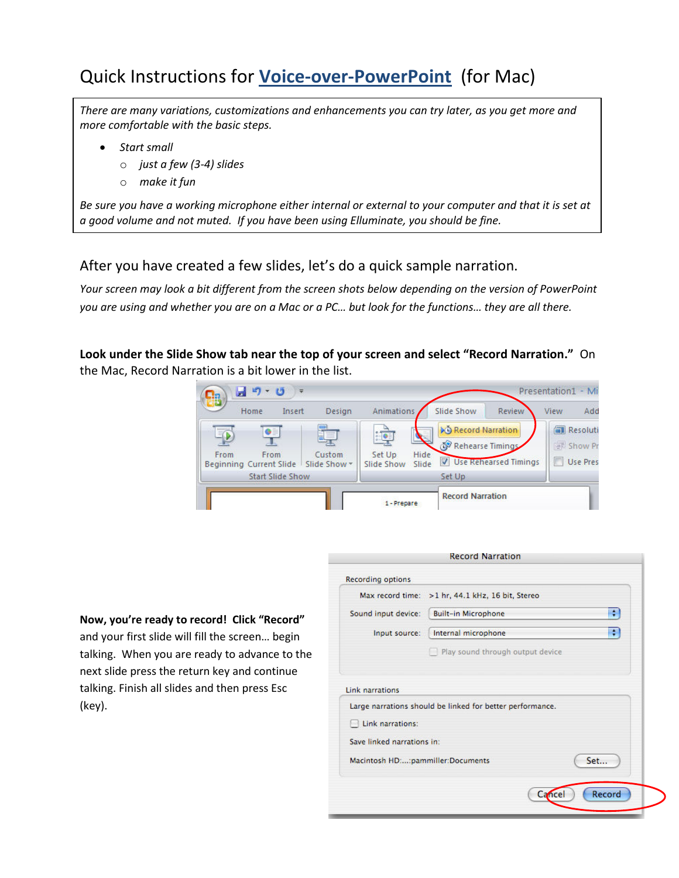# Quick Instructions for Voice-over-PowerPoint (for Mac)

*There are many variations, customizations and enhancements you can try later, as you get more and more comfortable with the basic steps.*

- *Start small*
  - *just a few (3-4) slides*
  - *make it fun*

*Be sure you have a working microphone either internal or external to your computer and that it is set at a good volume and not muted. If you have been using Elluminate, you should be fine.*

## After you have created a few slides, let's do a quick sample narration.

*Your screen may look a bit different from the screen shots below depending on the version of PowerPoint you are using and whether you are on a Mac or a PC… but look for the functions… they are all there.*

**Look under the Slide Show tab near the top of your screen and select "Record Narration."** On the Mac, Record Narration is a bit lower in the list.

**Now, you're ready to record! Click "Record"** and your first slide will fill the screen… begin talking. When you are ready to advance to the next slide press the return key and continue talking. Finish all slides and then press Esc (key).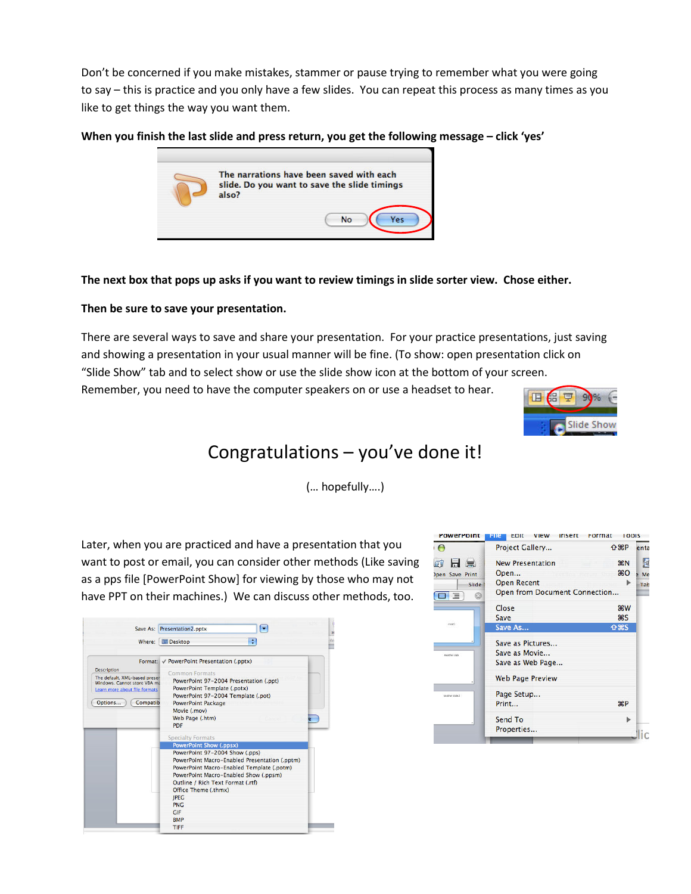Don't be concerned if you make mistakes, stammer or pause trying to remember what you were going to say – this is practice and you only have a few slides. You can repeat this process as many times as you like to get things the way you want them.

**When you finish the last slide and press return, you get the following message – click 'yes'**

**The next box that pops up asks if you want to review timings in slide sorter view. Chose either.**

**Then be sure to save your presentation.**

There are several ways to save and share your presentation. For your practice presentations, just saving and showing a presentation in your usual manner will be fine. (To show: open presentation click on "Slide Show" tab and to select show or use the slide show icon at the bottom of your screen. Remember, you need to have the computer speakers on or use a headset to hear.

# Congratulations – you've done it!

(… hopefully….)

Later, when you are practiced and have a presentation that you want to post or email, you can consider other methods (Like saving as a pps file [PowerPoint Show] for viewing by those who may not have PPT on their machines.) We can discuss other methods, too.